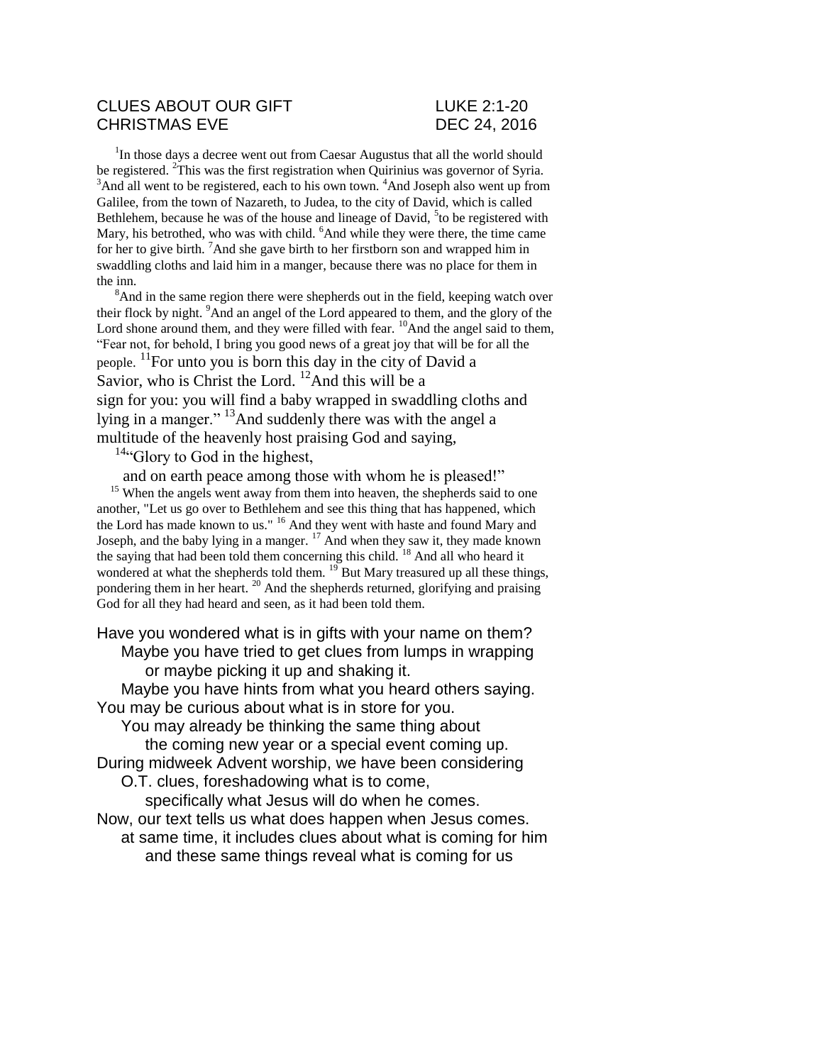CLUES ABOUT OUR GIFT LUKE 2:1-20
CHRISTMAS EVE DEC 24, 2016

[1]In those days a decree went out from Caesar Augustus that all the world should be registered. [2]This was the first registration when Quirinius was governor of Syria. [3]And all went to be registered, each to his own town. [4]And Joseph also went up from Galilee, from the town of Nazareth, to Judea, to the city of David, which is called Bethlehem, because he was of the house and lineage of David, [5]to be registered with Mary, his betrothed, who was with child. [6]And while they were there, the time came for her to give birth. [7]And she gave birth to her firstborn son and wrapped him in swaddling cloths and laid him in a manger, because there was no place for them in the inn.

[8]And in the same region there were shepherds out in the field, keeping watch over their flock by night. [9]And an angel of the Lord appeared to them, and the glory of the Lord shone around them, and they were filled with fear. [10]And the angel said to them, "Fear not, for behold, I bring you good news of a great joy that will be for all the people. [11]For unto you is born this day in the city of David a Savior, who is Christ the Lord. [12]And this will be a sign for you: you will find a baby wrapped in swaddling cloths and lying in a manger." [13]And suddenly there was with the angel a multitude of the heavenly host praising God and saying,

[14]"Glory to God in the highest,
and on earth peace among those with whom he is pleased!"

[15] When the angels went away from them into heaven, the shepherds said to one another, "Let us go over to Bethlehem and see this thing that has happened, which the Lord has made known to us." [16] And they went with haste and found Mary and Joseph, and the baby lying in a manger. [17] And when they saw it, they made known the saying that had been told them concerning this child. [18] And all who heard it wondered at what the shepherds told them. [19] But Mary treasured up all these things, pondering them in her heart. [20] And the shepherds returned, glorifying and praising God for all they had heard and seen, as it had been told them.

Have you wondered what is in gifts with your name on them?
Maybe you have tried to get clues from lumps in wrapping
or maybe picking it up and shaking it.
Maybe you have hints from what you heard others saying.
You may be curious about what is in store for you.
You may already be thinking the same thing about
the coming new year or a special event coming up.
During midweek Advent worship, we have been considering
O.T. clues, foreshadowing what is to come,
specifically what Jesus will do when he comes.
Now, our text tells us what does happen when Jesus comes.
at same time, it includes clues about what is coming for him
and these same things reveal what is coming for us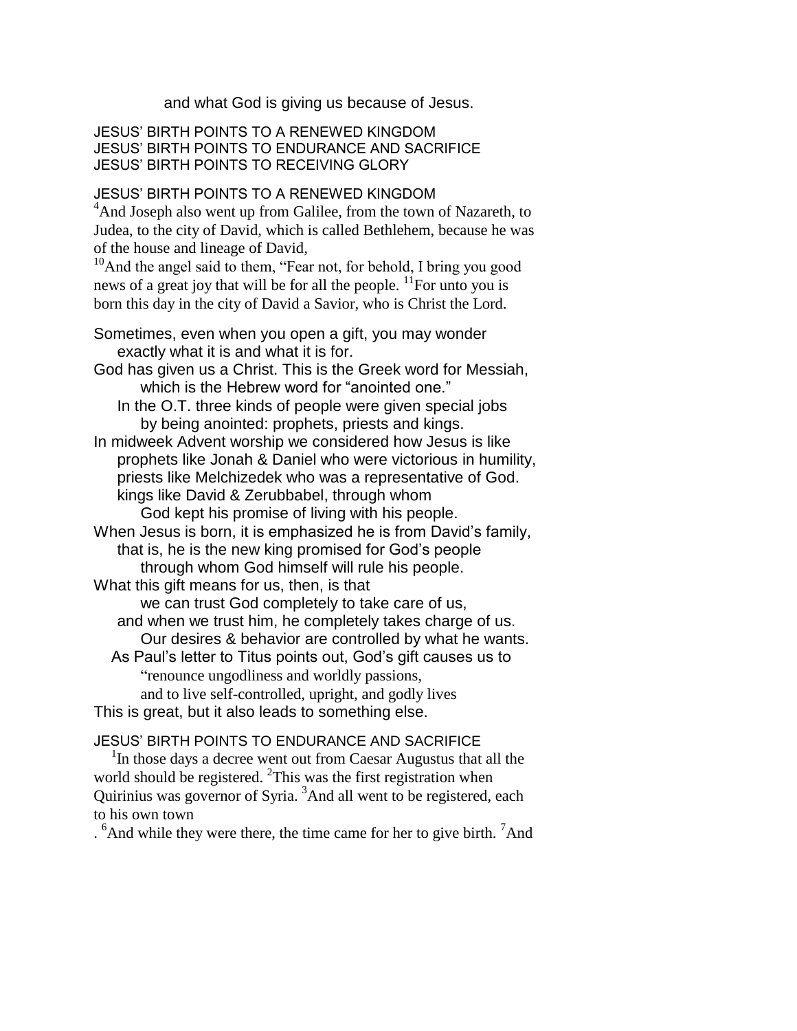and what God is giving us because of Jesus.

JESUS' BIRTH POINTS TO A RENEWED KINGDOM
JESUS' BIRTH POINTS TO ENDURANCE AND SACRIFICE
JESUS' BIRTH POINTS TO RECEIVING GLORY

JESUS' BIRTH POINTS TO A RENEWED KINGDOM

[4]And Joseph also went up from Galilee, from the town of Nazareth, to Judea, to the city of David, which is called Bethlehem, because he was of the house and lineage of David,
[10]And the angel said to them, "Fear not, for behold, I bring you good news of a great joy that will be for all the people. [11]For unto you is born this day in the city of David a Savior, who is Christ the Lord.

Sometimes, even when you open a gift, you may wonder
exactly what it is and what it is for.
God has given us a Christ. This is the Greek word for Messiah,
which is the Hebrew word for "anointed one."
In the O.T. three kinds of people were given special jobs
by being anointed: prophets, priests and kings.
In midweek Advent worship we considered how Jesus is like
prophets like Jonah & Daniel who were victorious in humility,
priests like Melchizedek who was a representative of God.
kings like David & Zerubbabel, through whom
God kept his promise of living with his people.
When Jesus is born, it is emphasized he is from David's family,
that is, he is the new king promised for God's people
through whom God himself will rule his people.
What this gift means for us, then, is that
we can trust God completely to take care of us,
and when we trust him, he completely takes charge of us.
Our desires & behavior are controlled by what he wants.
As Paul's letter to Titus points out, God's gift causes us to
"renounce ungodliness and worldly passions,
and to live self-controlled, upright, and godly lives
This is great, but it also leads to something else.

JESUS' BIRTH POINTS TO ENDURANCE AND SACRIFICE

[1]In those days a decree went out from Caesar Augustus that all the world should be registered. [2]This was the first registration when Quirinius was governor of Syria. [3]And all went to be registered, each to his own town
. [6]And while they were there, the time came for her to give birth. [7]And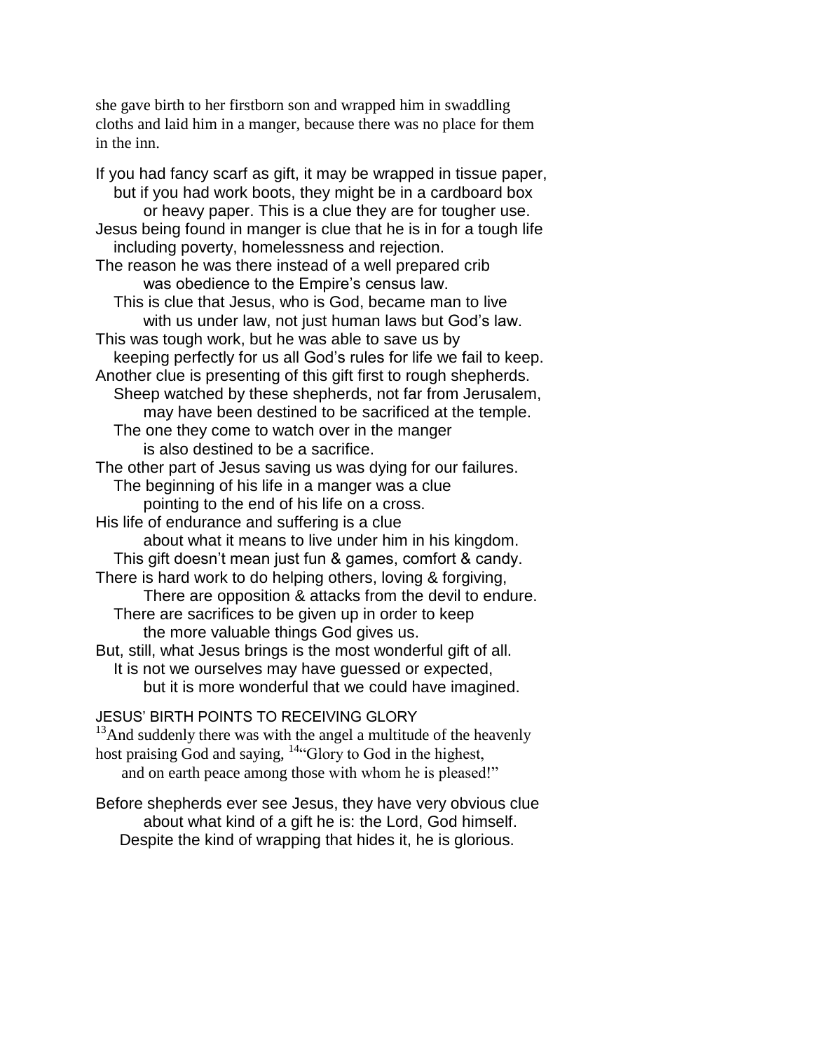she gave birth to her firstborn son and wrapped him in swaddling cloths and laid him in a manger, because there was no place for them in the inn.

If you had fancy scarf as gift, it may be wrapped in tissue paper,
but if you had work boots, they might be in a cardboard box
or heavy paper. This is a clue they are for tougher use.
Jesus being found in manger is clue that he is in for a tough life
including poverty, homelessness and rejection.
The reason he was there instead of a well prepared crib
was obedience to the Empire's census law.
This is clue that Jesus, who is God, became man to live
with us under law, not just human laws but God's law.
This was tough work, but he was able to save us by
keeping perfectly for us all God's rules for life we fail to keep.
Another clue is presenting of this gift first to rough shepherds.
Sheep watched by these shepherds, not far from Jerusalem,
may have been destined to be sacrificed at the temple.
The one they come to watch over in the manger
is also destined to be a sacrifice.
The other part of Jesus saving us was dying for our failures.
The beginning of his life in a manger was a clue
pointing to the end of his life on a cross.
His life of endurance and suffering is a clue
about what it means to live under him in his kingdom.
This gift doesn't mean just fun & games, comfort & candy.
There is hard work to do helping others, loving & forgiving,
There are opposition & attacks from the devil to endure.
There are sacrifices to be given up in order to keep
the more valuable things God gives us.
But, still, what Jesus brings is the most wonderful gift of all.
It is not we ourselves may have guessed or expected,
but it is more wonderful that we could have imagined.

JESUS' BIRTH POINTS TO RECEIVING GLORY

[13]And suddenly there was with the angel a multitude of the heavenly host praising God and saying, [14]"Glory to God in the highest,
and on earth peace among those with whom he is pleased!"

Before shepherds ever see Jesus, they have very obvious clue
about what kind of a gift he is: the Lord, God himself.
Despite the kind of wrapping that hides it, he is glorious.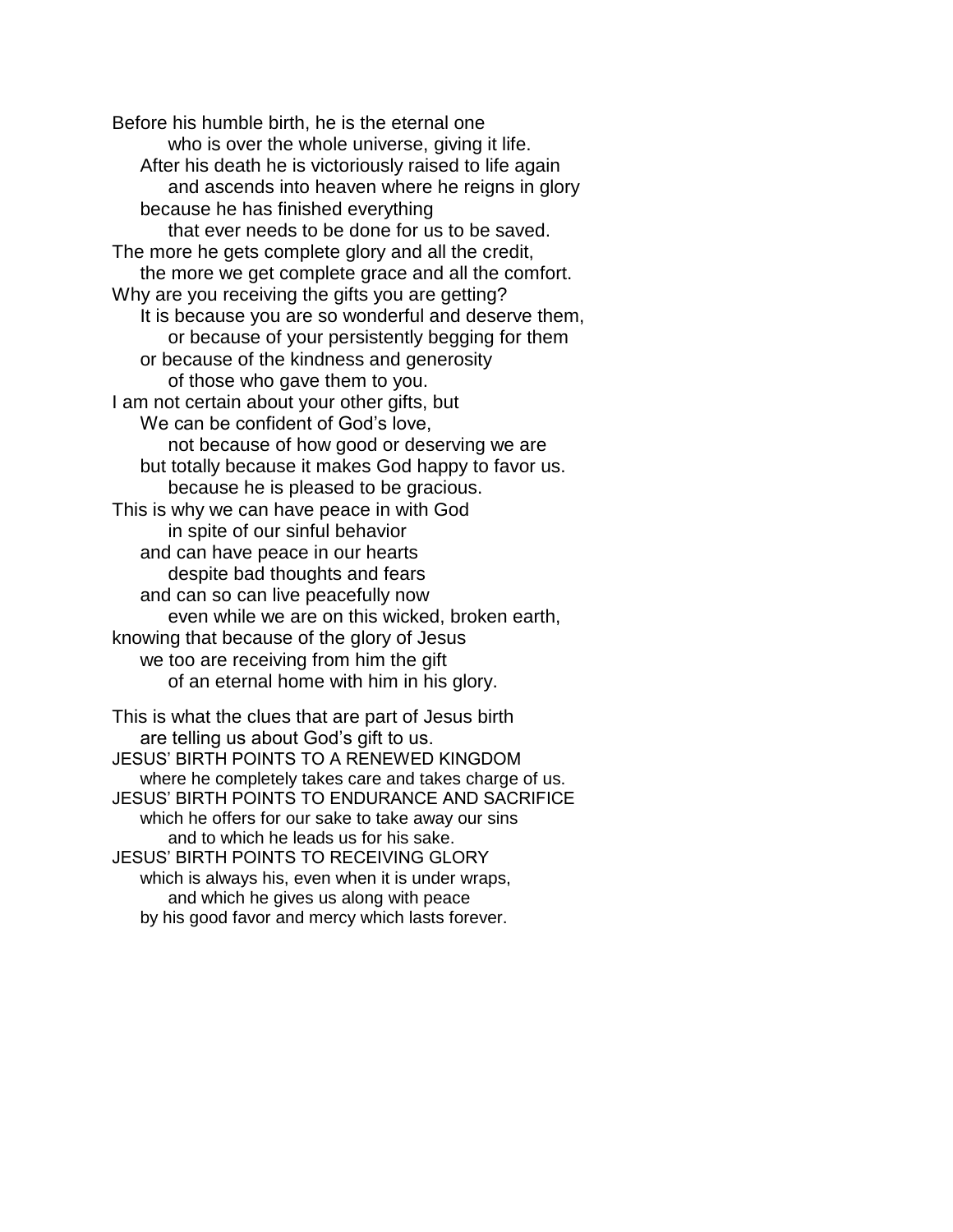Before his humble birth, he is the eternal one
who is over the whole universe, giving it life.
After his death he is victoriously raised to life again
and ascends into heaven where he reigns in glory
because he has finished everything
that ever needs to be done for us to be saved.
The more he gets complete glory and all the credit,
the more we get complete grace and all the comfort.
Why are you receiving the gifts you are getting?
It is because you are so wonderful and deserve them,
or because of your persistently begging for them
or because of the kindness and generosity
of those who gave them to you.
I am not certain about your other gifts, but
We can be confident of God's love,
not because of how good or deserving we are
but totally because it makes God happy to favor us.
because he is pleased to be gracious.
This is why we can have peace in with God
in spite of our sinful behavior
and can have peace in our hearts
despite bad thoughts and fears
and can so can live peacefully now
even while we are on this wicked, broken earth,
knowing that because of the glory of Jesus
we too are receiving from him the gift
of an eternal home with him in his glory.

This is what the clues that are part of Jesus birth
are telling us about God's gift to us.
JESUS' BIRTH POINTS TO A RENEWED KINGDOM
where he completely takes care and takes charge of us.
JESUS' BIRTH POINTS TO ENDURANCE AND SACRIFICE
which he offers for our sake to take away our sins
and to which he leads us for his sake.
JESUS' BIRTH POINTS TO RECEIVING GLORY
which is always his, even when it is under wraps,
and which he gives us along with peace
by his good favor and mercy which lasts forever.